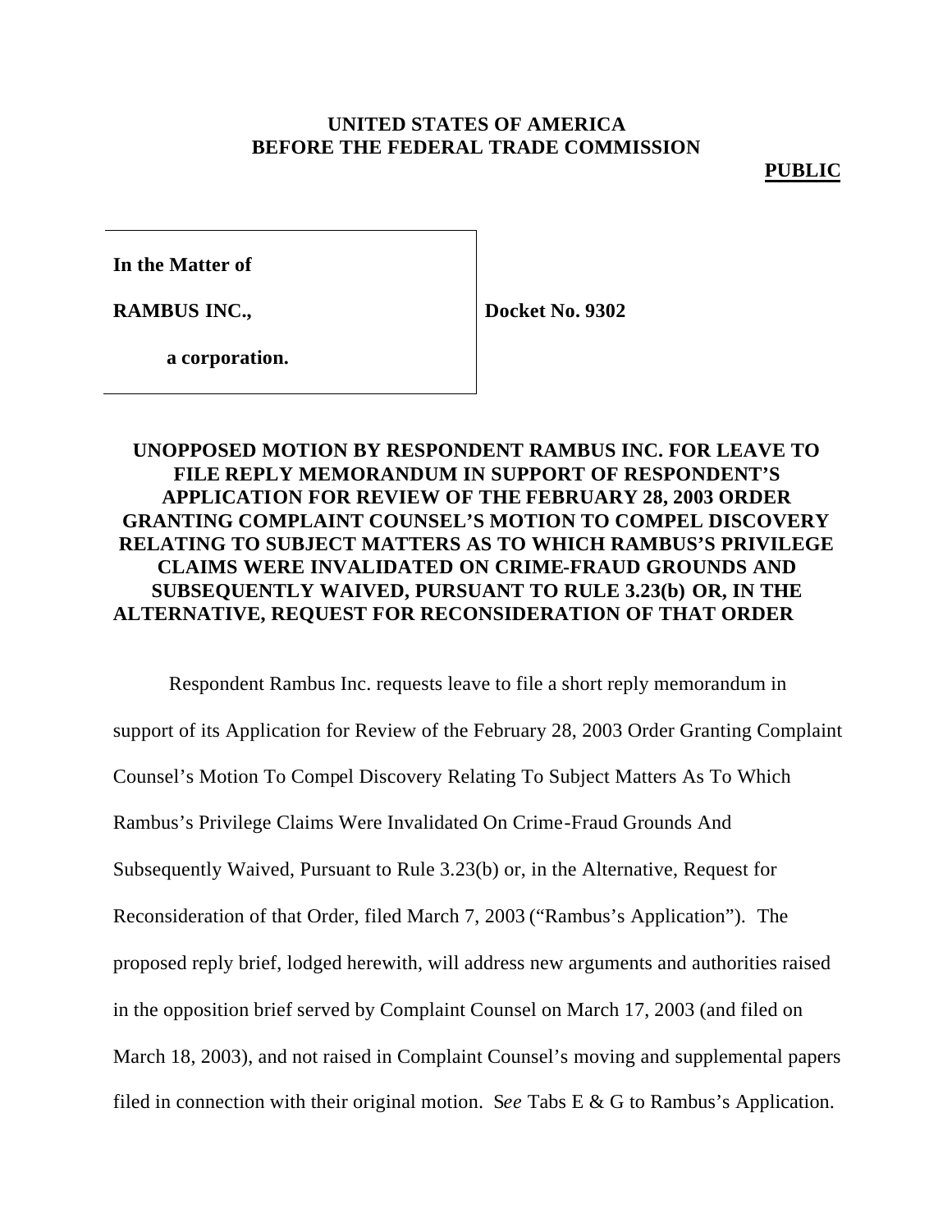**UNITED STATES OF AMERICA**
**BEFORE THE FEDERAL TRADE COMMISSION**

**PUBLIC**

| | |
|---|---|
| **In the Matter of** | |
| **RAMBUS INC.,** | **Docket No. 9302** |
| **a corporation.** | |

## UNOPPOSED MOTION BY RESPONDENT RAMBUS INC. FOR LEAVE TO FILE REPLY MEMORANDUM IN SUPPORT OF RESPONDENT'S APPLICATION FOR REVIEW OF THE FEBRUARY 28, 2003 ORDER GRANTING COMPLAINT COUNSEL'S MOTION TO COMPEL DISCOVERY RELATING TO SUBJECT MATTERS AS TO WHICH RAMBUS'S PRIVILEGE CLAIMS WERE INVALIDATED ON CRIME-FRAUD GROUNDS AND SUBSEQUENTLY WAIVED, PURSUANT TO RULE 3.23(b) OR, IN THE ALTERNATIVE, REQUEST FOR RECONSIDERATION OF THAT ORDER

Respondent Rambus Inc. requests leave to file a short reply memorandum in support of its Application for Review of the February 28, 2003 Order Granting Complaint Counsel's Motion To Compel Discovery Relating To Subject Matters As To Which Rambus's Privilege Claims Were Invalidated On Crime-Fraud Grounds And Subsequently Waived, Pursuant to Rule 3.23(b) or, in the Alternative, Request for Reconsideration of that Order, filed March 7, 2003 ("Rambus's Application"). The proposed reply brief, lodged herewith, will address new arguments and authorities raised in the opposition brief served by Complaint Counsel on March 17, 2003 (and filed on March 18, 2003), and not raised in Complaint Counsel's moving and supplemental papers filed in connection with their original motion. *See* Tabs E & G to Rambus's Application.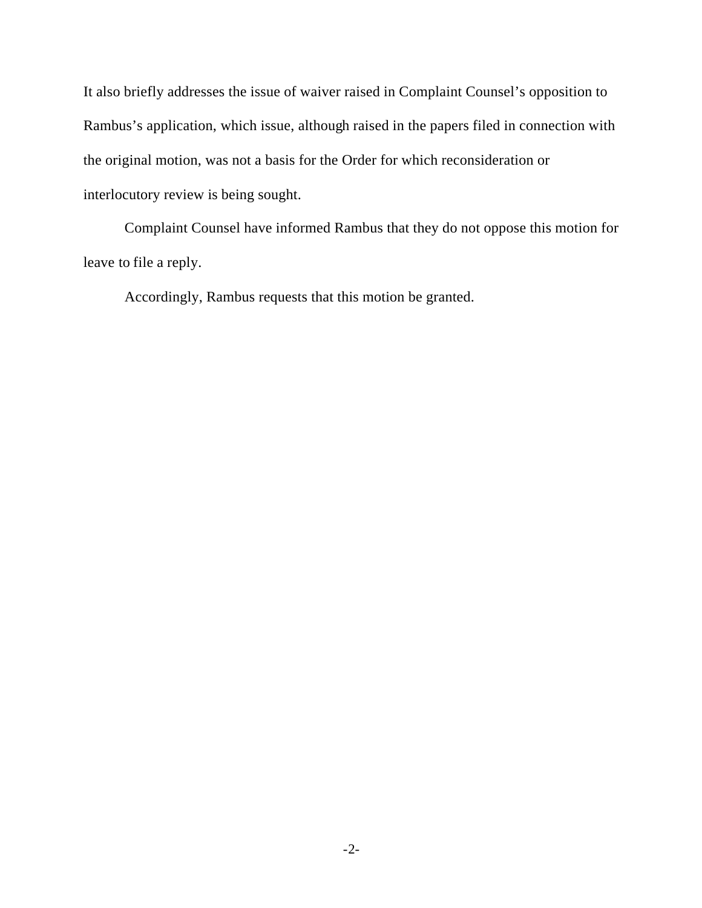It also briefly addresses the issue of waiver raised in Complaint Counsel's opposition to Rambus's application, which issue, although raised in the papers filed in connection with the original motion, was not a basis for the Order for which reconsideration or interlocutory review is being sought.

Complaint Counsel have informed Rambus that they do not oppose this motion for leave to file a reply.

Accordingly, Rambus requests that this motion be granted.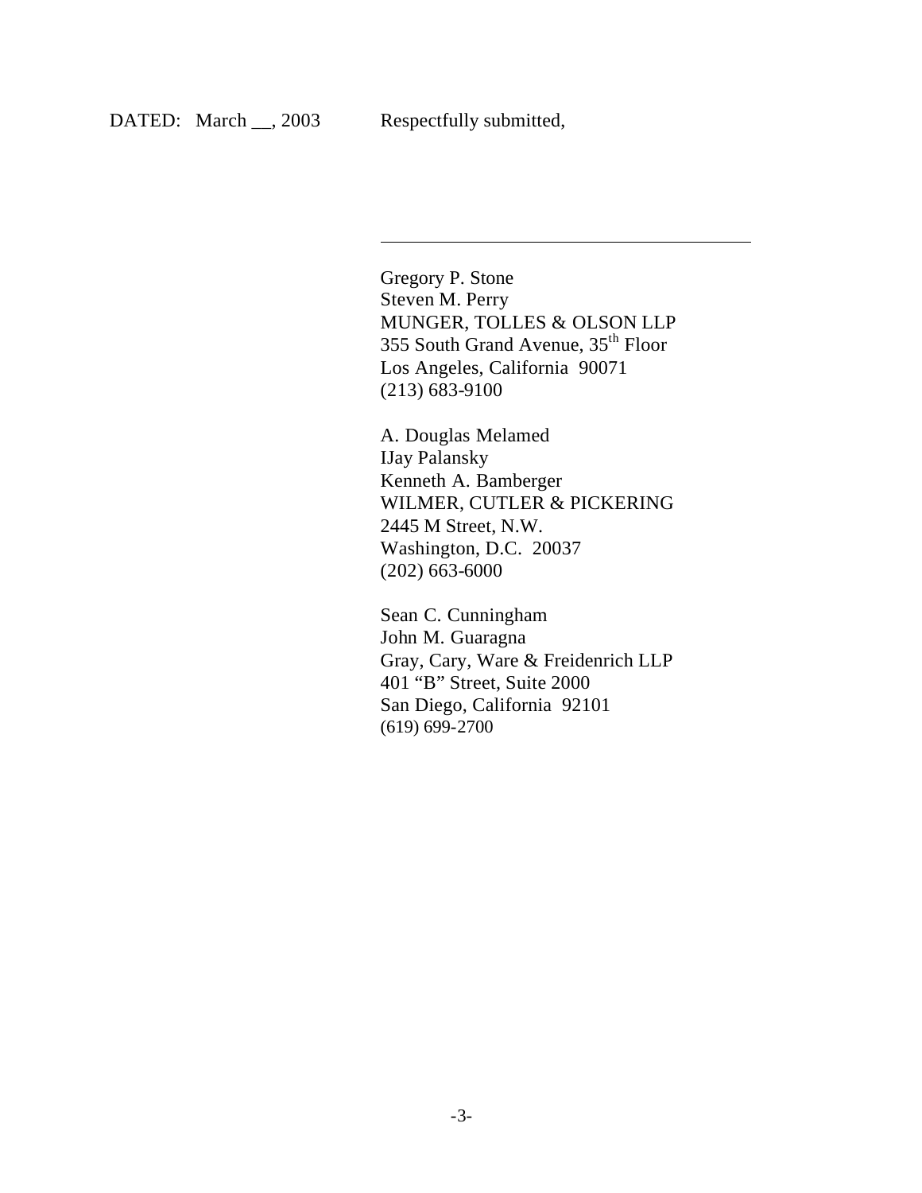DATED: March __, 2003 Respectfully submitted,

\_\_\_\_\_\_\_\_\_\_\_\_\_\_\_\_\_\_\_\_\_\_\_\_\_\_\_\_\_\_\_\_\_\_\_\_\_\_

Gregory P. Stone
Steven M. Perry
MUNGER, TOLLES & OLSON LLP
355 South Grand Avenue, 35th Floor
Los Angeles, California 90071
(213) 683-9100

A. Douglas Melamed
IJay Palansky
Kenneth A. Bamberger
WILMER, CUTLER & PICKERING
2445 M Street, N.W.
Washington, D.C. 20037
(202) 663-6000

Sean C. Cunningham
John M. Guaragna
Gray, Cary, Ware & Freidenrich LLP
401 "B" Street, Suite 2000
San Diego, California 92101
(619) 699-2700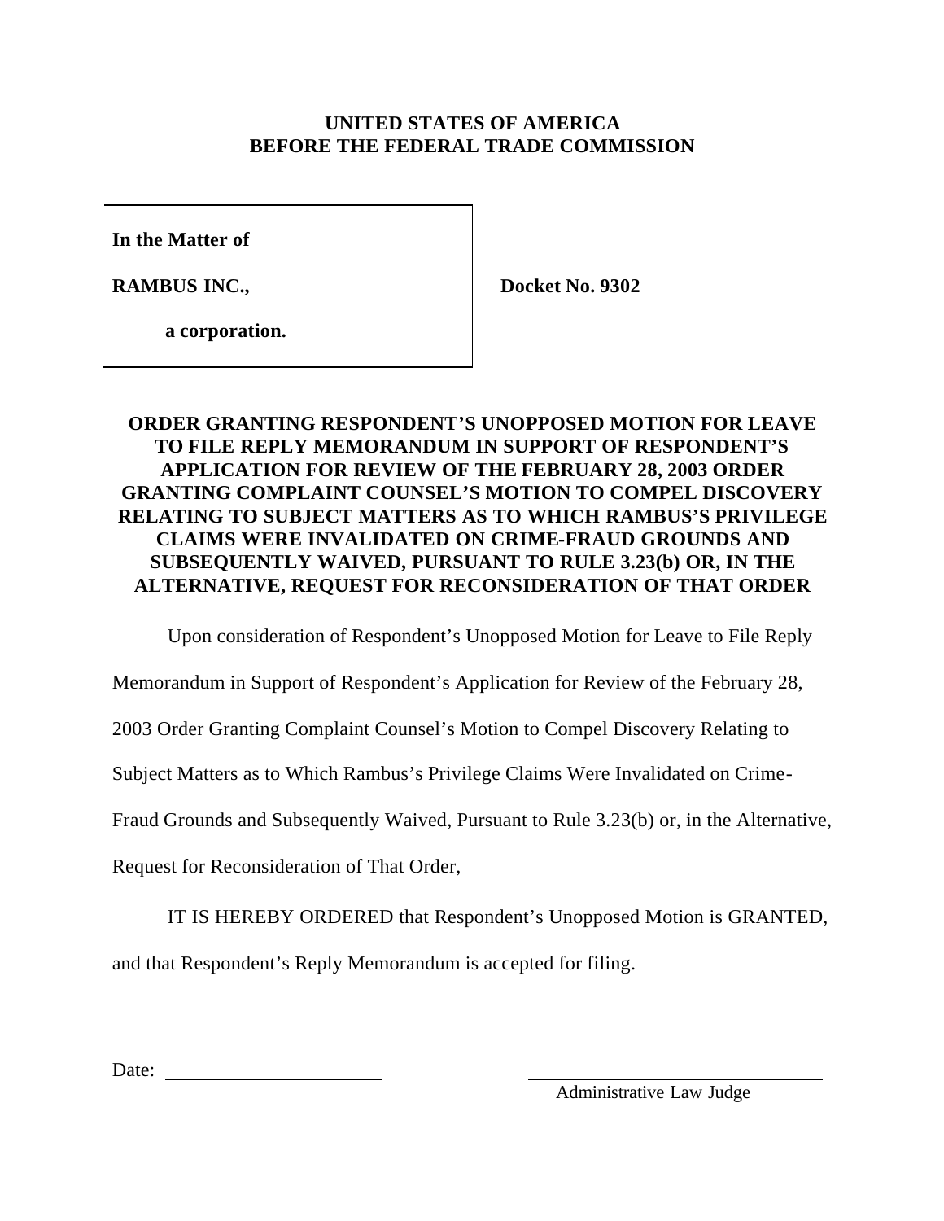**UNITED STATES OF AMERICA**
**BEFORE THE FEDERAL TRADE COMMISSION**

| | |
|---|---|
| **In the Matter of**<br><br>**RAMBUS INC.,**<br><br>**a corporation.** | **Docket No. 9302** |

**ORDER GRANTING RESPONDENT'S UNOPPOSED MOTION FOR LEAVE TO FILE REPLY MEMORANDUM IN SUPPORT OF RESPONDENT'S APPLICATION FOR REVIEW OF THE FEBRUARY 28, 2003 ORDER GRANTING COMPLAINT COUNSEL'S MOTION TO COMPEL DISCOVERY RELATING TO SUBJECT MATTERS AS TO WHICH RAMBUS'S PRIVILEGE CLAIMS WERE INVALIDATED ON CRIME-FRAUD GROUNDS AND SUBSEQUENTLY WAIVED, PURSUANT TO RULE 3.23(b) OR, IN THE ALTERNATIVE, REQUEST FOR RECONSIDERATION OF THAT ORDER**

Upon consideration of Respondent's Unopposed Motion for Leave to File Reply Memorandum in Support of Respondent's Application for Review of the February 28, 2003 Order Granting Complaint Counsel's Motion to Compel Discovery Relating to Subject Matters as to Which Rambus's Privilege Claims Were Invalidated on Crime-Fraud Grounds and Subsequently Waived, Pursuant to Rule 3.23(b) or, in the Alternative, Request for Reconsideration of That Order,

IT IS HEREBY ORDERED that Respondent's Unopposed Motion is GRANTED, and that Respondent's Reply Memorandum is accepted for filing.

Date: ______________________

______________________________
Administrative Law Judge